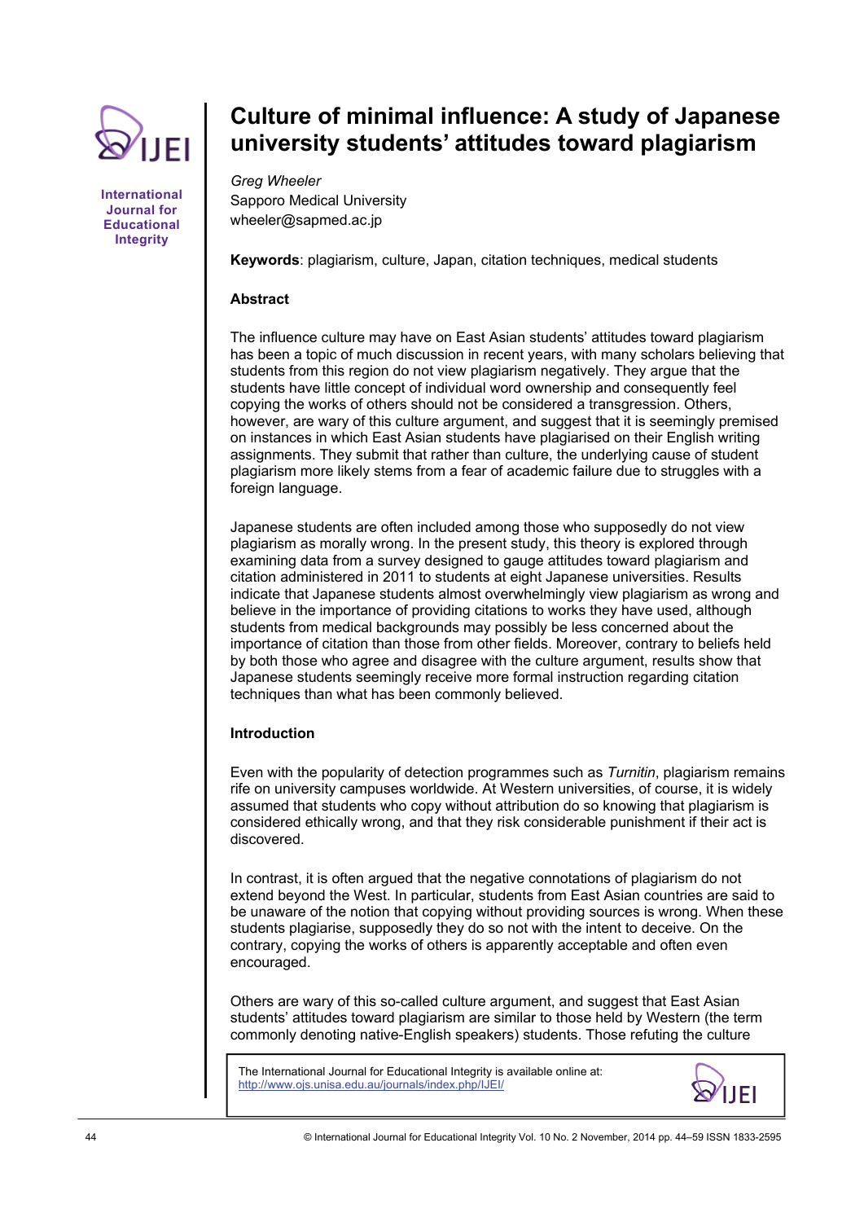# Culture of minimal influence: A study of Japanese university students' attitudes toward plagiarism

*Greg Wheeler*
Sapporo Medical University
wheeler@sapmed.ac.jp

**Keywords**: plagiarism, culture, Japan, citation techniques, medical students

## Abstract

The influence culture may have on East Asian students' attitudes toward plagiarism has been a topic of much discussion in recent years, with many scholars believing that students from this region do not view plagiarism negatively. They argue that the students have little concept of individual word ownership and consequently feel copying the works of others should not be considered a transgression. Others, however, are wary of this culture argument, and suggest that it is seemingly premised on instances in which East Asian students have plagiarised on their English writing assignments. They submit that rather than culture, the underlying cause of student plagiarism more likely stems from a fear of academic failure due to struggles with a foreign language.

Japanese students are often included among those who supposedly do not view plagiarism as morally wrong. In the present study, this theory is explored through examining data from a survey designed to gauge attitudes toward plagiarism and citation administered in 2011 to students at eight Japanese universities. Results indicate that Japanese students almost overwhelmingly view plagiarism as wrong and believe in the importance of providing citations to works they have used, although students from medical backgrounds may possibly be less concerned about the importance of citation than those from other fields. Moreover, contrary to beliefs held by both those who agree and disagree with the culture argument, results show that Japanese students seemingly receive more formal instruction regarding citation techniques than what has been commonly believed.

## Introduction

Even with the popularity of detection programmes such as *Turnitin*, plagiarism remains rife on university campuses worldwide. At Western universities, of course, it is widely assumed that students who copy without attribution do so knowing that plagiarism is considered ethically wrong, and that they risk considerable punishment if their act is discovered.

In contrast, it is often argued that the negative connotations of plagiarism do not extend beyond the West. In particular, students from East Asian countries are said to be unaware of the notion that copying without providing sources is wrong. When these students plagiarise, supposedly they do so not with the intent to deceive. On the contrary, copying the works of others is apparently acceptable and often even encouraged.

Others are wary of this so-called culture argument, and suggest that East Asian students' attitudes toward plagiarism are similar to those held by Western (the term commonly denoting native-English speakers) students. Those refuting the culture

The International Journal for Educational Integrity is available online at: http://www.ojs.unisa.edu.au/journals/index.php/IJEI/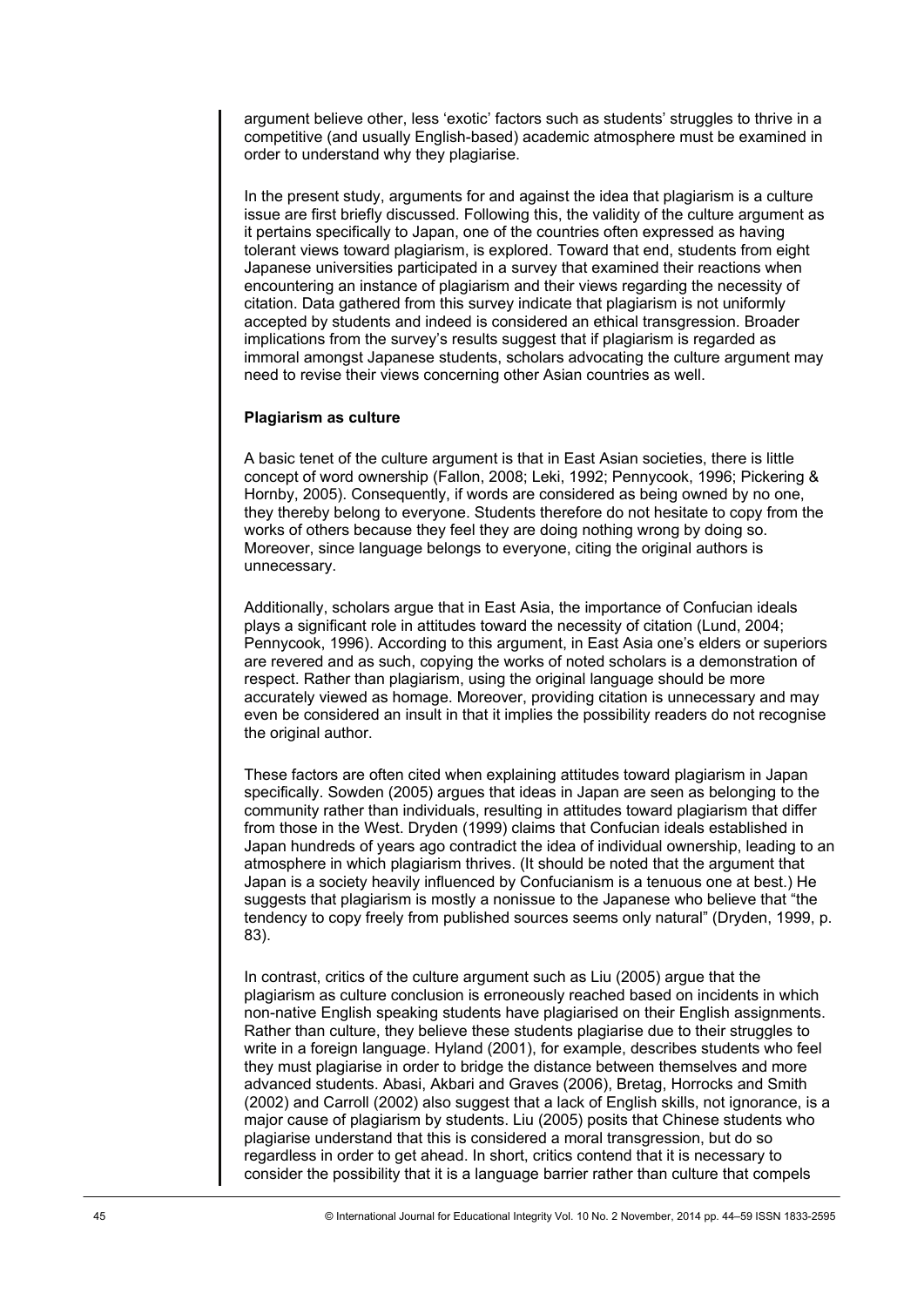argument believe other, less 'exotic' factors such as students' struggles to thrive in a competitive (and usually English-based) academic atmosphere must be examined in order to understand why they plagiarise.

In the present study, arguments for and against the idea that plagiarism is a culture issue are first briefly discussed. Following this, the validity of the culture argument as it pertains specifically to Japan, one of the countries often expressed as having tolerant views toward plagiarism, is explored. Toward that end, students from eight Japanese universities participated in a survey that examined their reactions when encountering an instance of plagiarism and their views regarding the necessity of citation. Data gathered from this survey indicate that plagiarism is not uniformly accepted by students and indeed is considered an ethical transgression. Broader implications from the survey's results suggest that if plagiarism is regarded as immoral amongst Japanese students, scholars advocating the culture argument may need to revise their views concerning other Asian countries as well.

**Plagiarism as culture**

A basic tenet of the culture argument is that in East Asian societies, there is little concept of word ownership (Fallon, 2008; Leki, 1992; Pennycook, 1996; Pickering & Hornby, 2005). Consequently, if words are considered as being owned by no one, they thereby belong to everyone. Students therefore do not hesitate to copy from the works of others because they feel they are doing nothing wrong by doing so. Moreover, since language belongs to everyone, citing the original authors is unnecessary.

Additionally, scholars argue that in East Asia, the importance of Confucian ideals plays a significant role in attitudes toward the necessity of citation (Lund, 2004; Pennycook, 1996). According to this argument, in East Asia one's elders or superiors are revered and as such, copying the works of noted scholars is a demonstration of respect. Rather than plagiarism, using the original language should be more accurately viewed as homage. Moreover, providing citation is unnecessary and may even be considered an insult in that it implies the possibility readers do not recognise the original author.

These factors are often cited when explaining attitudes toward plagiarism in Japan specifically. Sowden (2005) argues that ideas in Japan are seen as belonging to the community rather than individuals, resulting in attitudes toward plagiarism that differ from those in the West. Dryden (1999) claims that Confucian ideals established in Japan hundreds of years ago contradict the idea of individual ownership, leading to an atmosphere in which plagiarism thrives. (It should be noted that the argument that Japan is a society heavily influenced by Confucianism is a tenuous one at best.) He suggests that plagiarism is mostly a nonissue to the Japanese who believe that "the tendency to copy freely from published sources seems only natural" (Dryden, 1999, p. 83).

In contrast, critics of the culture argument such as Liu (2005) argue that the plagiarism as culture conclusion is erroneously reached based on incidents in which non-native English speaking students have plagiarised on their English assignments. Rather than culture, they believe these students plagiarise due to their struggles to write in a foreign language. Hyland (2001), for example, describes students who feel they must plagiarise in order to bridge the distance between themselves and more advanced students. Abasi, Akbari and Graves (2006), Bretag, Horrocks and Smith (2002) and Carroll (2002) also suggest that a lack of English skills, not ignorance, is a major cause of plagiarism by students. Liu (2005) posits that Chinese students who plagiarise understand that this is considered a moral transgression, but do so regardless in order to get ahead. In short, critics contend that it is necessary to consider the possibility that it is a language barrier rather than culture that compels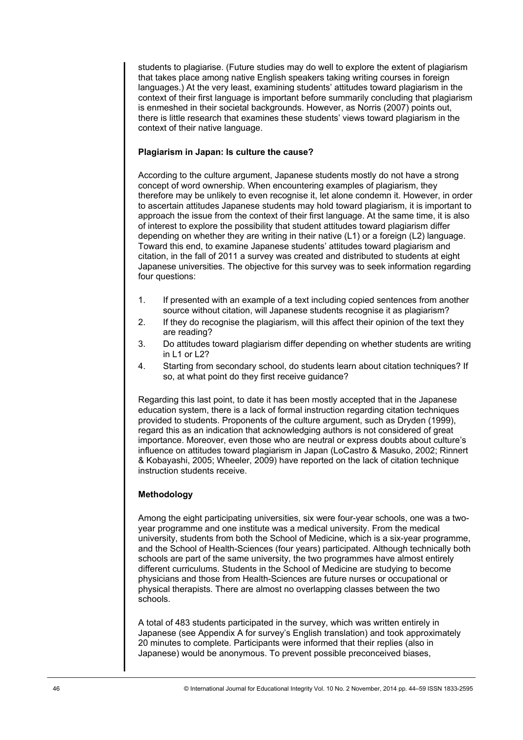students to plagiarise. (Future studies may do well to explore the extent of plagiarism that takes place among native English speakers taking writing courses in foreign languages.) At the very least, examining students' attitudes toward plagiarism in the context of their first language is important before summarily concluding that plagiarism is enmeshed in their societal backgrounds. However, as Norris (2007) points out, there is little research that examines these students' views toward plagiarism in the context of their native language.

### Plagiarism in Japan: Is culture the cause?

According to the culture argument, Japanese students mostly do not have a strong concept of word ownership. When encountering examples of plagiarism, they therefore may be unlikely to even recognise it, let alone condemn it. However, in order to ascertain attitudes Japanese students may hold toward plagiarism, it is important to approach the issue from the context of their first language. At the same time, it is also of interest to explore the possibility that student attitudes toward plagiarism differ depending on whether they are writing in their native (L1) or a foreign (L2) language. Toward this end, to examine Japanese students' attitudes toward plagiarism and citation, in the fall of 2011 a survey was created and distributed to students at eight Japanese universities. The objective for this survey was to seek information regarding four questions:

1. If presented with an example of a text including copied sentences from another source without citation, will Japanese students recognise it as plagiarism?
2. If they do recognise the plagiarism, will this affect their opinion of the text they are reading?
3. Do attitudes toward plagiarism differ depending on whether students are writing in L1 or L2?
4. Starting from secondary school, do students learn about citation techniques? If so, at what point do they first receive guidance?

Regarding this last point, to date it has been mostly accepted that in the Japanese education system, there is a lack of formal instruction regarding citation techniques provided to students. Proponents of the culture argument, such as Dryden (1999), regard this as an indication that acknowledging authors is not considered of great importance. Moreover, even those who are neutral or express doubts about culture's influence on attitudes toward plagiarism in Japan (LoCastro & Masuko, 2002; Rinnert & Kobayashi, 2005; Wheeler, 2009) have reported on the lack of citation technique instruction students receive.

### Methodology

Among the eight participating universities, six were four-year schools, one was a two-year programme and one institute was a medical university. From the medical university, students from both the School of Medicine, which is a six-year programme, and the School of Health-Sciences (four years) participated. Although technically both schools are part of the same university, the two programmes have almost entirely different curriculums. Students in the School of Medicine are studying to become physicians and those from Health-Sciences are future nurses or occupational or physical therapists. There are almost no overlapping classes between the two schools.

A total of 483 students participated in the survey, which was written entirely in Japanese (see Appendix A for survey's English translation) and took approximately 20 minutes to complete. Participants were informed that their replies (also in Japanese) would be anonymous. To prevent possible preconceived biases,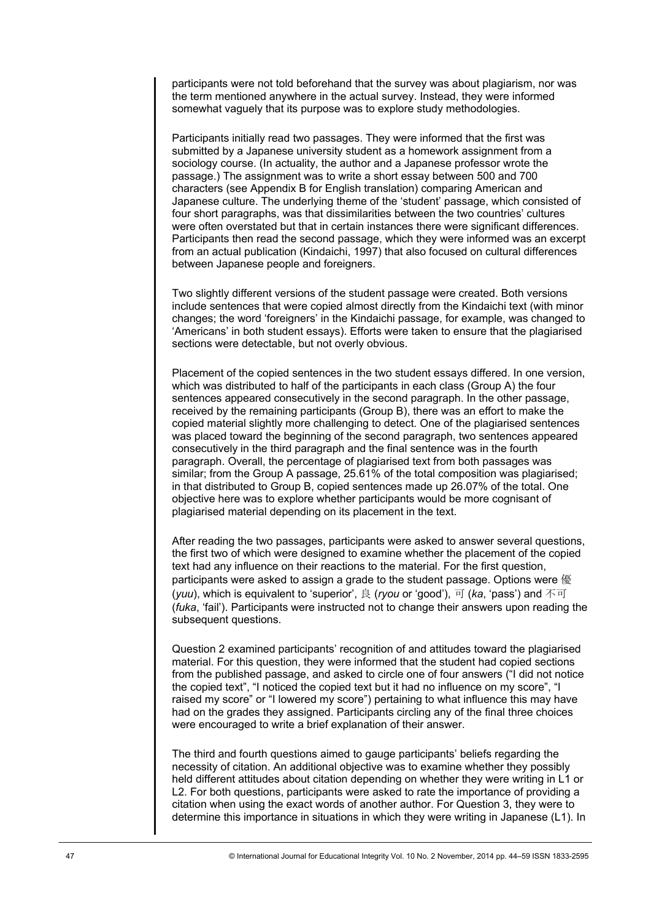participants were not told beforehand that the survey was about plagiarism, nor was the term mentioned anywhere in the actual survey. Instead, they were informed somewhat vaguely that its purpose was to explore study methodologies.

Participants initially read two passages. They were informed that the first was submitted by a Japanese university student as a homework assignment from a sociology course. (In actuality, the author and a Japanese professor wrote the passage.) The assignment was to write a short essay between 500 and 700 characters (see Appendix B for English translation) comparing American and Japanese culture. The underlying theme of the 'student' passage, which consisted of four short paragraphs, was that dissimilarities between the two countries' cultures were often overstated but that in certain instances there were significant differences. Participants then read the second passage, which they were informed was an excerpt from an actual publication (Kindaichi, 1997) that also focused on cultural differences between Japanese people and foreigners.

Two slightly different versions of the student passage were created. Both versions include sentences that were copied almost directly from the Kindaichi text (with minor changes; the word 'foreigners' in the Kindaichi passage, for example, was changed to 'Americans' in both student essays). Efforts were taken to ensure that the plagiarised sections were detectable, but not overly obvious.

Placement of the copied sentences in the two student essays differed. In one version, which was distributed to half of the participants in each class (Group A) the four sentences appeared consecutively in the second paragraph. In the other passage, received by the remaining participants (Group B), there was an effort to make the copied material slightly more challenging to detect. One of the plagiarised sentences was placed toward the beginning of the second paragraph, two sentences appeared consecutively in the third paragraph and the final sentence was in the fourth paragraph. Overall, the percentage of plagiarised text from both passages was similar; from the Group A passage, 25.61% of the total composition was plagiarised; in that distributed to Group B, copied sentences made up 26.07% of the total. One objective here was to explore whether participants would be more cognisant of plagiarised material depending on its placement in the text.

After reading the two passages, participants were asked to answer several questions, the first two of which were designed to examine whether the placement of the copied text had any influence on their reactions to the material. For the first question, participants were asked to assign a grade to the student passage. Options were 優 (*yuu*), which is equivalent to 'superior', 良 (*ryou* or 'good'), 可 (*ka*, 'pass') and 不可 (*fuka*, 'fail'). Participants were instructed not to change their answers upon reading the subsequent questions.

Question 2 examined participants' recognition of and attitudes toward the plagiarised material. For this question, they were informed that the student had copied sections from the published passage, and asked to circle one of four answers ("I did not notice the copied text", "I noticed the copied text but it had no influence on my score", "I raised my score" or "I lowered my score") pertaining to what influence this may have had on the grades they assigned. Participants circling any of the final three choices were encouraged to write a brief explanation of their answer.

The third and fourth questions aimed to gauge participants' beliefs regarding the necessity of citation. An additional objective was to examine whether they possibly held different attitudes about citation depending on whether they were writing in L1 or L2. For both questions, participants were asked to rate the importance of providing a citation when using the exact words of another author. For Question 3, they were to determine this importance in situations in which they were writing in Japanese (L1). In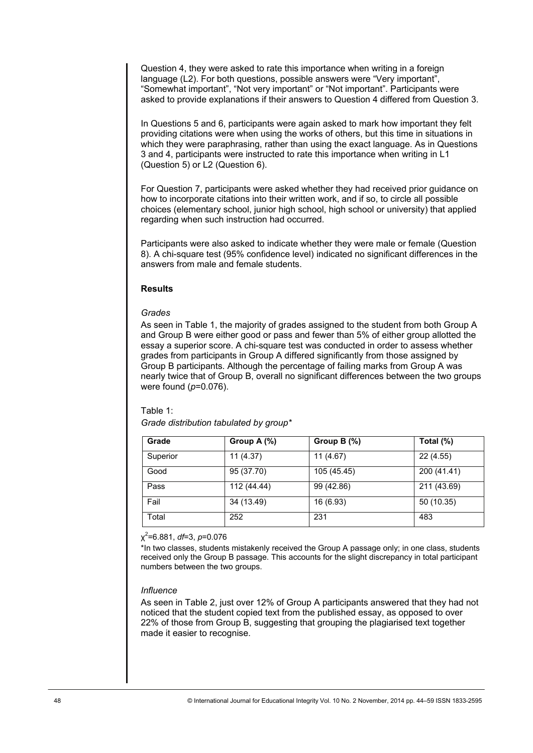Question 4, they were asked to rate this importance when writing in a foreign language (L2). For both questions, possible answers were "Very important", "Somewhat important", "Not very important" or "Not important". Participants were asked to provide explanations if their answers to Question 4 differed from Question 3.

In Questions 5 and 6, participants were again asked to mark how important they felt providing citations were when using the works of others, but this time in situations in which they were paraphrasing, rather than using the exact language. As in Questions 3 and 4, participants were instructed to rate this importance when writing in L1 (Question 5) or L2 (Question 6).

For Question 7, participants were asked whether they had received prior guidance on how to incorporate citations into their written work, and if so, to circle all possible choices (elementary school, junior high school, high school or university) that applied regarding when such instruction had occurred.

Participants were also asked to indicate whether they were male or female (Question 8). A chi-square test (95% confidence level) indicated no significant differences in the answers from male and female students.

**Results**

*Grades*

As seen in Table 1, the majority of grades assigned to the student from both Group A and Group B were either good or pass and fewer than 5% of either group allotted the essay a superior score. A chi-square test was conducted in order to assess whether grades from participants in Group A differed significantly from those assigned by Group B participants. Although the percentage of failing marks from Group A was nearly twice that of Group B, overall no significant differences between the two groups were found ($p$=0.076).

Table 1:

*Grade distribution tabulated by group\**

| Grade | Group A (%) | Group B (%) | Total (%) |
|---|---|---|---|
| Superior | 11 (4.37) | 11 (4.67) | 22 (4.55) |
| Good | 95 (37.70) | 105 (45.45) | 200 (41.41) |
| Pass | 112 (44.44) | 99 (42.86) | 211 (43.69) |
| Fail | 34 (13.49) | 16 (6.93) | 50 (10.35) |
| Total | 252 | 231 | 483 |

$\chi^2$=6.881, $df$=3, $p$=0.076

\*In two classes, students mistakenly received the Group A passage only; in one class, students received only the Group B passage. This accounts for the slight discrepancy in total participant numbers between the two groups.

*Influence*

As seen in Table 2, just over 12% of Group A participants answered that they had not noticed that the student copied text from the published essay, as opposed to over 22% of those from Group B, suggesting that grouping the plagiarised text together made it easier to recognise.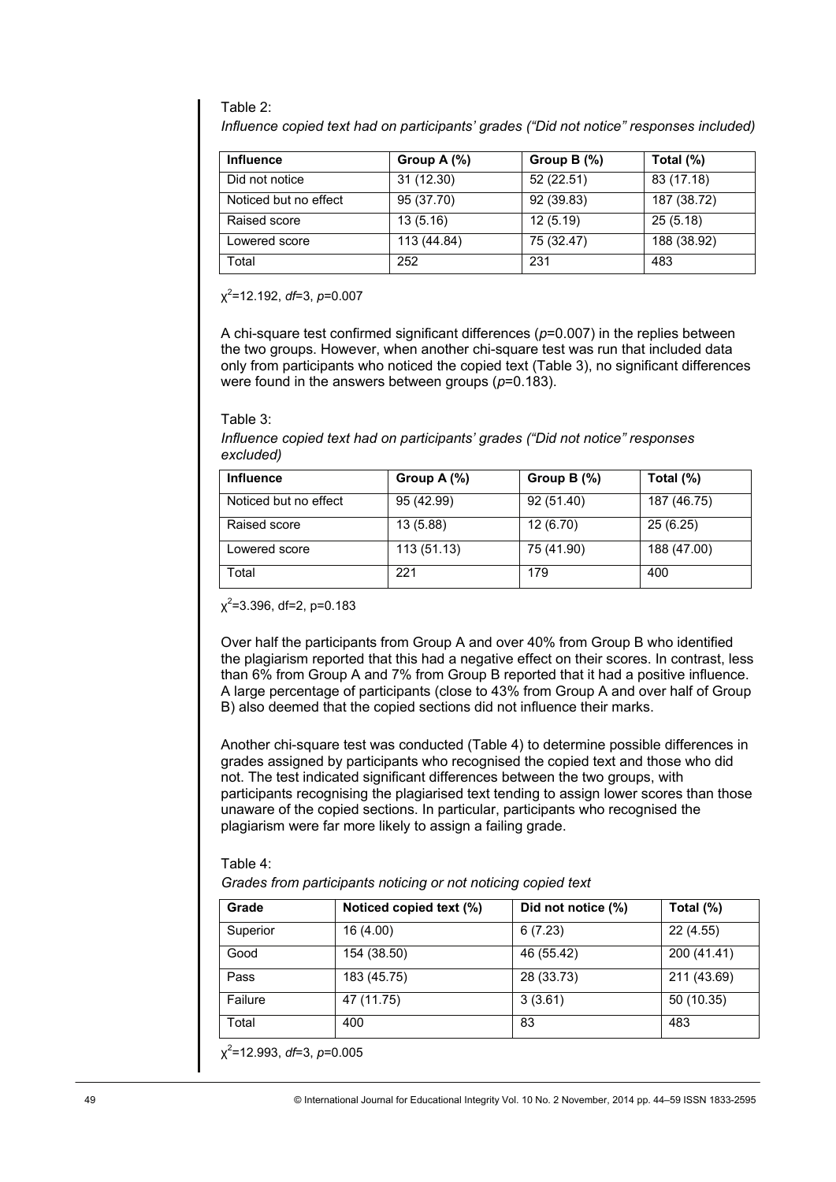Table 2:

*Influence copied text had on participants' grades ("Did not notice" responses included)*

| Influence | Group A (%) | Group B (%) | Total (%) |
|---|---|---|---|
| Did not notice | 31 (12.30) | 52 (22.51) | 83 (17.18) |
| Noticed but no effect | 95 (37.70) | 92 (39.83) | 187 (38.72) |
| Raised score | 13 (5.16) | 12 (5.19) | 25 (5.18) |
| Lowered score | 113 (44.84) | 75 (32.47) | 188 (38.92) |
| Total | 252 | 231 | 483 |

$\chi^2$=12.192, *df*=3, *p*=0.007

A chi-square test confirmed significant differences (*p*=0.007) in the replies between the two groups. However, when another chi-square test was run that included data only from participants who noticed the copied text (Table 3), no significant differences were found in the answers between groups (*p*=0.183).

Table 3:

*Influence copied text had on participants' grades ("Did not notice" responses excluded)*

| Influence | Group A (%) | Group B (%) | Total (%) |
|---|---|---|---|
| Noticed but no effect | 95 (42.99) | 92 (51.40) | 187 (46.75) |
| Raised score | 13 (5.88) | 12 (6.70) | 25 (6.25) |
| Lowered score | 113 (51.13) | 75 (41.90) | 188 (47.00) |
| Total | 221 | 179 | 400 |

$\chi^2$=3.396, df=2, p=0.183

Over half the participants from Group A and over 40% from Group B who identified the plagiarism reported that this had a negative effect on their scores. In contrast, less than 6% from Group A and 7% from Group B reported that it had a positive influence. A large percentage of participants (close to 43% from Group A and over half of Group B) also deemed that the copied sections did not influence their marks.

Another chi-square test was conducted (Table 4) to determine possible differences in grades assigned by participants who recognised the copied text and those who did not. The test indicated significant differences between the two groups, with participants recognising the plagiarised text tending to assign lower scores than those unaware of the copied sections. In particular, participants who recognised the plagiarism were far more likely to assign a failing grade.

Table 4:

*Grades from participants noticing or not noticing copied text*

| Grade | Noticed copied text (%) | Did not notice (%) | Total (%) |
|---|---|---|---|
| Superior | 16 (4.00) | 6 (7.23) | 22 (4.55) |
| Good | 154 (38.50) | 46 (55.42) | 200 (41.41) |
| Pass | 183 (45.75) | 28 (33.73) | 211 (43.69) |
| Failure | 47 (11.75) | 3 (3.61) | 50 (10.35) |
| Total | 400 | 83 | 483 |

$\chi^2$=12.993, *df*=3, *p*=0.005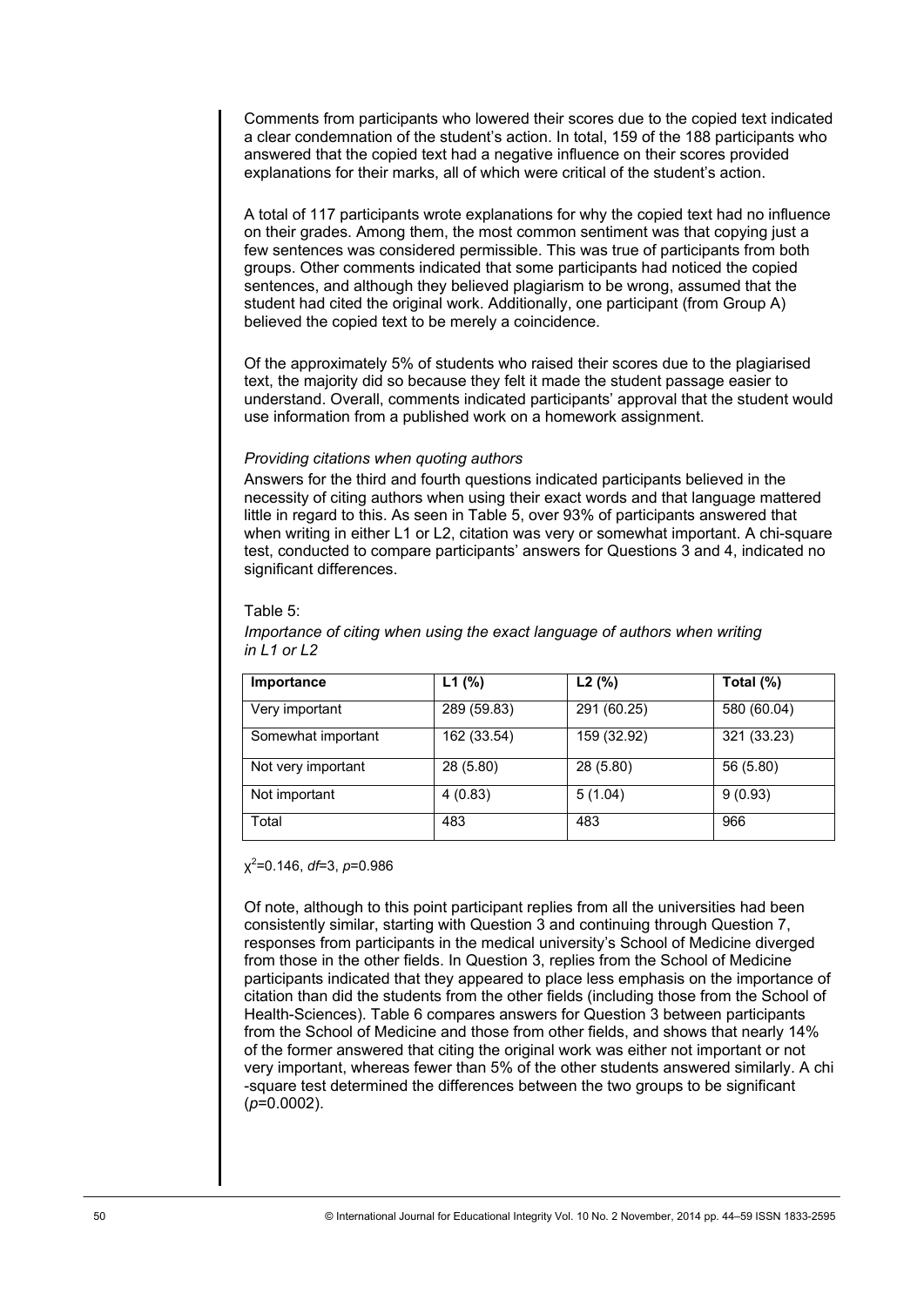Comments from participants who lowered their scores due to the copied text indicated a clear condemnation of the student's action. In total, 159 of the 188 participants who answered that the copied text had a negative influence on their scores provided explanations for their marks, all of which were critical of the student's action.

A total of 117 participants wrote explanations for why the copied text had no influence on their grades. Among them, the most common sentiment was that copying just a few sentences was considered permissible. This was true of participants from both groups. Other comments indicated that some participants had noticed the copied sentences, and although they believed plagiarism to be wrong, assumed that the student had cited the original work. Additionally, one participant (from Group A) believed the copied text to be merely a coincidence.

Of the approximately 5% of students who raised their scores due to the plagiarised text, the majority did so because they felt it made the student passage easier to understand. Overall, comments indicated participants' approval that the student would use information from a published work on a homework assignment.

*Providing citations when quoting authors*

Answers for the third and fourth questions indicated participants believed in the necessity of citing authors when using their exact words and that language mattered little in regard to this. As seen in Table 5, over 93% of participants answered that when writing in either L1 or L2, citation was very or somewhat important. A chi-square test, conducted to compare participants' answers for Questions 3 and 4, indicated no significant differences.

Table 5:

*Importance of citing when using the exact language of authors when writing in L1 or L2*

| Importance | L1 (%) | L2 (%) | Total (%) |
|---|---|---|---|
| Very important | 289 (59.83) | 291 (60.25) | 580 (60.04) |
| Somewhat important | 162 (33.54) | 159 (32.92) | 321 (33.23) |
| Not very important | 28 (5.80) | 28 (5.80) | 56 (5.80) |
| Not important | 4 (0.83) | 5 (1.04) | 9 (0.93) |
| Total | 483 | 483 | 966 |

$\chi^2$=0.146, $df$=3, $p$=0.986

Of note, although to this point participant replies from all the universities had been consistently similar, starting with Question 3 and continuing through Question 7, responses from participants in the medical university's School of Medicine diverged from those in the other fields. In Question 3, replies from the School of Medicine participants indicated that they appeared to place less emphasis on the importance of citation than did the students from the other fields (including those from the School of Health-Sciences). Table 6 compares answers for Question 3 between participants from the School of Medicine and those from other fields, and shows that nearly 14% of the former answered that citing the original work was either not important or not very important, whereas fewer than 5% of the other students answered similarly. A chi -square test determined the differences between the two groups to be significant ($p$=0.0002).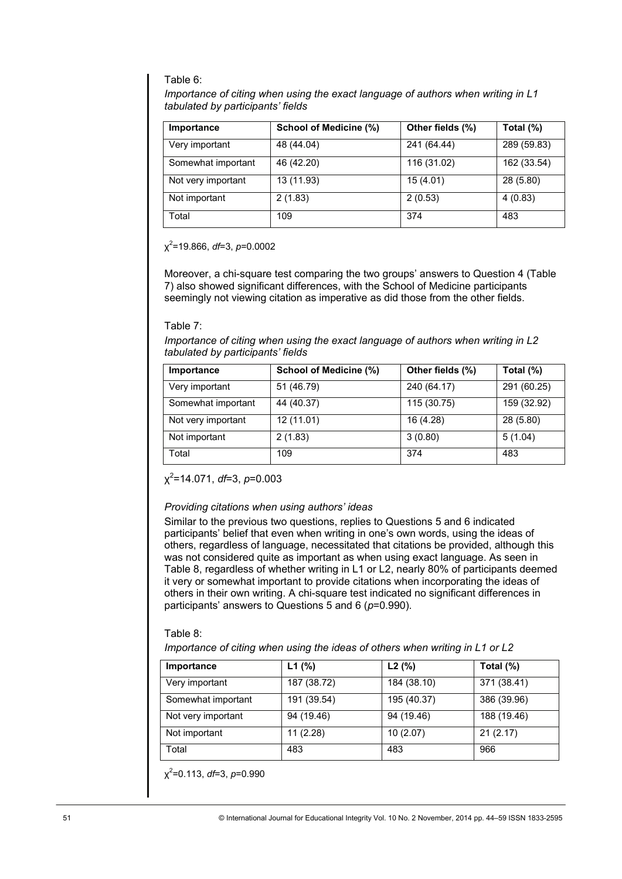Table 6:

*Importance of citing when using the exact language of authors when writing in L1 tabulated by participants' fields*

| Importance | School of Medicine (%) | Other fields (%) | Total (%) |
|---|---|---|---|
| Very important | 48 (44.04) | 241 (64.44) | 289 (59.83) |
| Somewhat important | 46 (42.20) | 116 (31.02) | 162 (33.54) |
| Not very important | 13 (11.93) | 15 (4.01) | 28 (5.80) |
| Not important | 2 (1.83) | 2 (0.53) | 4 (0.83) |
| Total | 109 | 374 | 483 |

$\chi^2$=19.866, $df$=3, $p$=0.0002

Moreover, a chi-square test comparing the two groups' answers to Question 4 (Table 7) also showed significant differences, with the School of Medicine participants seemingly not viewing citation as imperative as did those from the other fields.

Table 7:

*Importance of citing when using the exact language of authors when writing in L2 tabulated by participants' fields*

| Importance | School of Medicine (%) | Other fields (%) | Total (%) |
|---|---|---|---|
| Very important | 51 (46.79) | 240 (64.17) | 291 (60.25) |
| Somewhat important | 44 (40.37) | 115 (30.75) | 159 (32.92) |
| Not very important | 12 (11.01) | 16 (4.28) | 28 (5.80) |
| Not important | 2 (1.83) | 3 (0.80) | 5 (1.04) |
| Total | 109 | 374 | 483 |

$\chi^2$=14.071, $df$=3, $p$=0.003

*Providing citations when using authors' ideas*

Similar to the previous two questions, replies to Questions 5 and 6 indicated participants' belief that even when writing in one's own words, using the ideas of others, regardless of language, necessitated that citations be provided, although this was not considered quite as important as when using exact language. As seen in Table 8, regardless of whether writing in L1 or L2, nearly 80% of participants deemed it very or somewhat important to provide citations when incorporating the ideas of others in their own writing. A chi-square test indicated no significant differences in participants' answers to Questions 5 and 6 ($p$=0.990).

Table 8:

*Importance of citing when using the ideas of others when writing in L1 or L2*

| Importance | L1 (%) | L2 (%) | Total (%) |
|---|---|---|---|
| Very important | 187 (38.72) | 184 (38.10) | 371 (38.41) |
| Somewhat important | 191 (39.54) | 195 (40.37) | 386 (39.96) |
| Not very important | 94 (19.46) | 94 (19.46) | 188 (19.46) |
| Not important | 11 (2.28) | 10 (2.07) | 21 (2.17) |
| Total | 483 | 483 | 966 |

$\chi^2$=0.113, $df$=3, $p$=0.990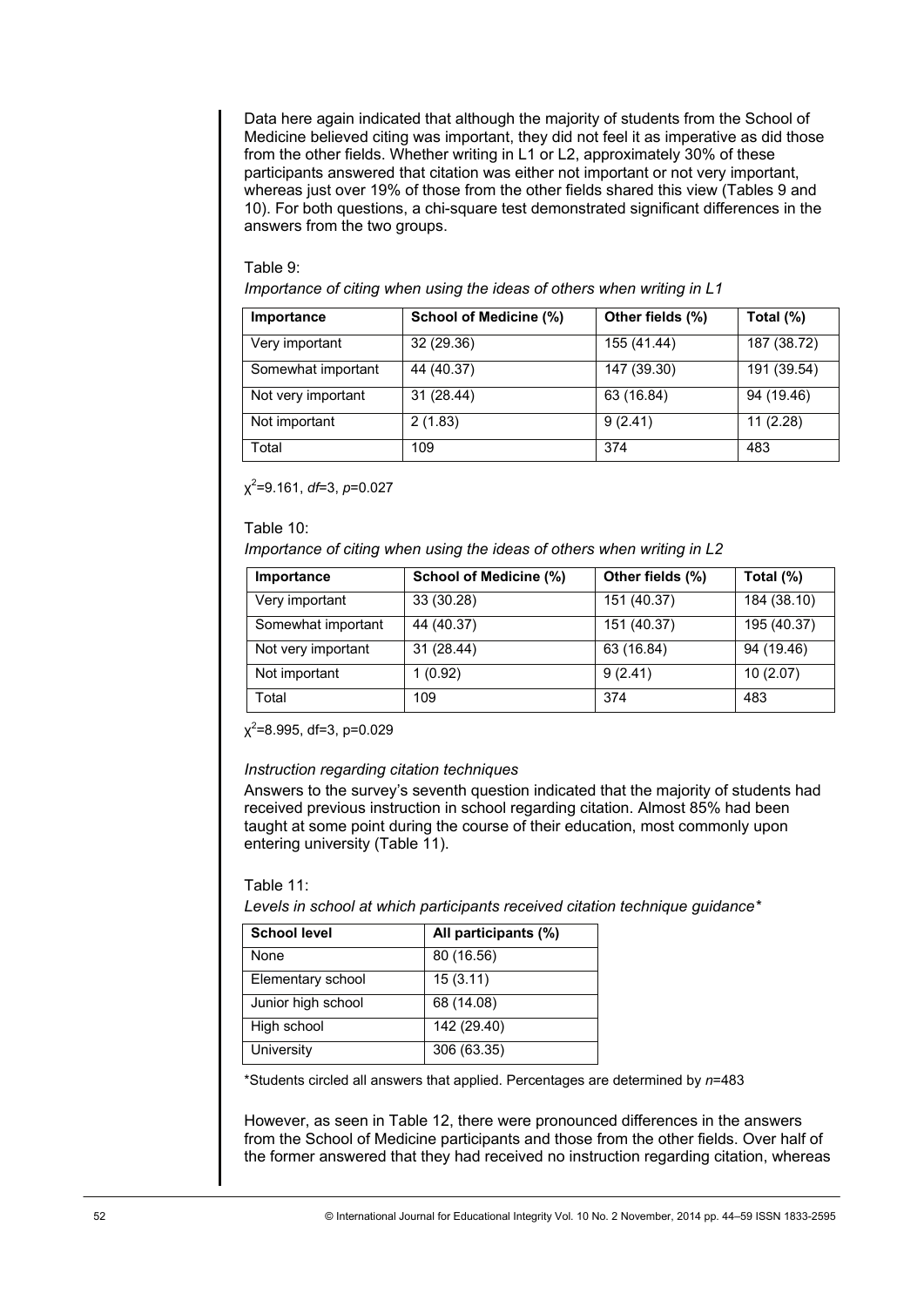Data here again indicated that although the majority of students from the School of Medicine believed citing was important, they did not feel it as imperative as did those from the other fields. Whether writing in L1 or L2, approximately 30% of these participants answered that citation was either not important or not very important, whereas just over 19% of those from the other fields shared this view (Tables 9 and 10). For both questions, a chi-square test demonstrated significant differences in the answers from the two groups.

Table 9:

*Importance of citing when using the ideas of others when writing in L1*

| Importance | School of Medicine (%) | Other fields (%) | Total (%) |
|---|---|---|---|
| Very important | 32 (29.36) | 155 (41.44) | 187 (38.72) |
| Somewhat important | 44 (40.37) | 147 (39.30) | 191 (39.54) |
| Not very important | 31 (28.44) | 63 (16.84) | 94 (19.46) |
| Not important | 2 (1.83) | 9 (2.41) | 11 (2.28) |
| Total | 109 | 374 | 483 |

$\chi^2$=9.161, *df*=3, *p*=0.027

Table 10:

*Importance of citing when using the ideas of others when writing in L2*

| Importance | School of Medicine (%) | Other fields (%) | Total (%) |
|---|---|---|---|
| Very important | 33 (30.28) | 151 (40.37) | 184 (38.10) |
| Somewhat important | 44 (40.37) | 151 (40.37) | 195 (40.37) |
| Not very important | 31 (28.44) | 63 (16.84) | 94 (19.46) |
| Not important | 1 (0.92) | 9 (2.41) | 10 (2.07) |
| Total | 109 | 374 | 483 |

$\chi^2$=8.995, df=3, p=0.029

*Instruction regarding citation techniques*

Answers to the survey's seventh question indicated that the majority of students had received previous instruction in school regarding citation. Almost 85% had been taught at some point during the course of their education, most commonly upon entering university (Table 11).

Table 11:

*Levels in school at which participants received citation technique guidance\**

| School level | All participants (%) |
|---|---|
| None | 80 (16.56) |
| Elementary school | 15 (3.11) |
| Junior high school | 68 (14.08) |
| High school | 142 (29.40) |
| University | 306 (63.35) |

\*Students circled all answers that applied. Percentages are determined by *n*=483

However, as seen in Table 12, there were pronounced differences in the answers from the School of Medicine participants and those from the other fields. Over half of the former answered that they had received no instruction regarding citation, whereas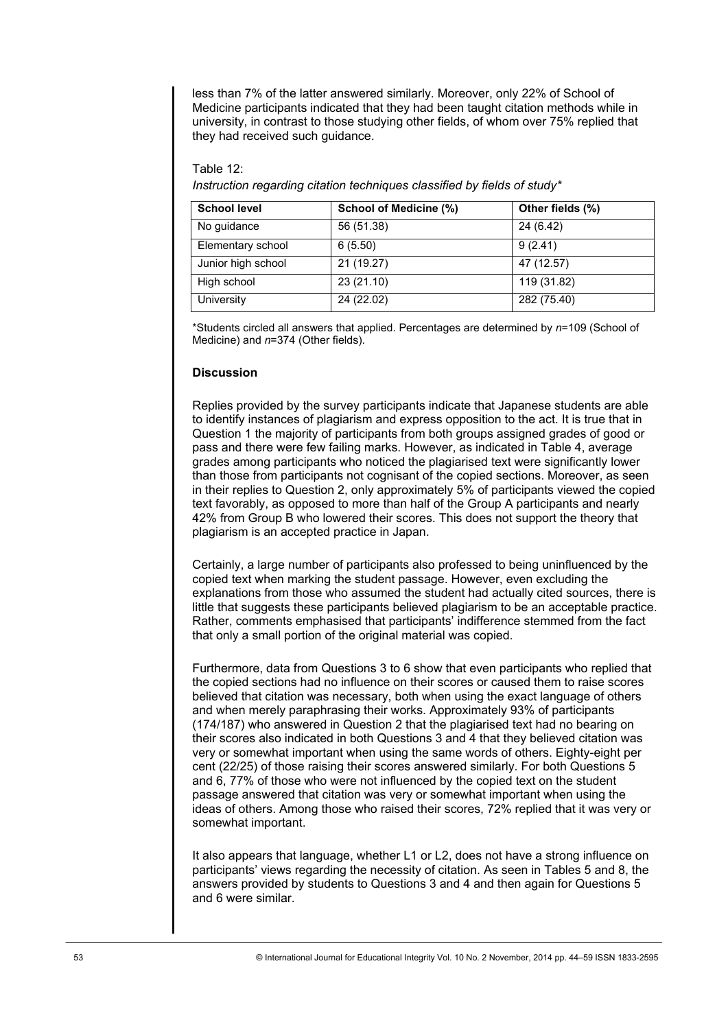less than 7% of the latter answered similarly. Moreover, only 22% of School of Medicine participants indicated that they had been taught citation methods while in university, in contrast to those studying other fields, of whom over 75% replied that they had received such guidance.

Table 12:

*Instruction regarding citation techniques classified by fields of study**

| School level | School of Medicine (%) | Other fields (%) |
|---|---|---|
| No guidance | 56 (51.38) | 24 (6.42) |
| Elementary school | 6 (5.50) | 9 (2.41) |
| Junior high school | 21 (19.27) | 47 (12.57) |
| High school | 23 (21.10) | 119 (31.82) |
| University | 24 (22.02) | 282 (75.40) |

*Students circled all answers that applied. Percentages are determined by *n*=109 (School of Medicine) and *n*=374 (Other fields).

### Discussion

Replies provided by the survey participants indicate that Japanese students are able to identify instances of plagiarism and express opposition to the act. It is true that in Question 1 the majority of participants from both groups assigned grades of good or pass and there were few failing marks. However, as indicated in Table 4, average grades among participants who noticed the plagiarised text were significantly lower than those from participants not cognisant of the copied sections. Moreover, as seen in their replies to Question 2, only approximately 5% of participants viewed the copied text favorably, as opposed to more than half of the Group A participants and nearly 42% from Group B who lowered their scores. This does not support the theory that plagiarism is an accepted practice in Japan.

Certainly, a large number of participants also professed to being uninfluenced by the copied text when marking the student passage. However, even excluding the explanations from those who assumed the student had actually cited sources, there is little that suggests these participants believed plagiarism to be an acceptable practice. Rather, comments emphasised that participants' indifference stemmed from the fact that only a small portion of the original material was copied.

Furthermore, data from Questions 3 to 6 show that even participants who replied that the copied sections had no influence on their scores or caused them to raise scores believed that citation was necessary, both when using the exact language of others and when merely paraphrasing their works. Approximately 93% of participants (174/187) who answered in Question 2 that the plagiarised text had no bearing on their scores also indicated in both Questions 3 and 4 that they believed citation was very or somewhat important when using the same words of others. Eighty-eight per cent (22/25) of those raising their scores answered similarly. For both Questions 5 and 6, 77% of those who were not influenced by the copied text on the student passage answered that citation was very or somewhat important when using the ideas of others. Among those who raised their scores, 72% replied that it was very or somewhat important.

It also appears that language, whether L1 or L2, does not have a strong influence on participants' views regarding the necessity of citation. As seen in Tables 5 and 8, the answers provided by students to Questions 3 and 4 and then again for Questions 5 and 6 were similar.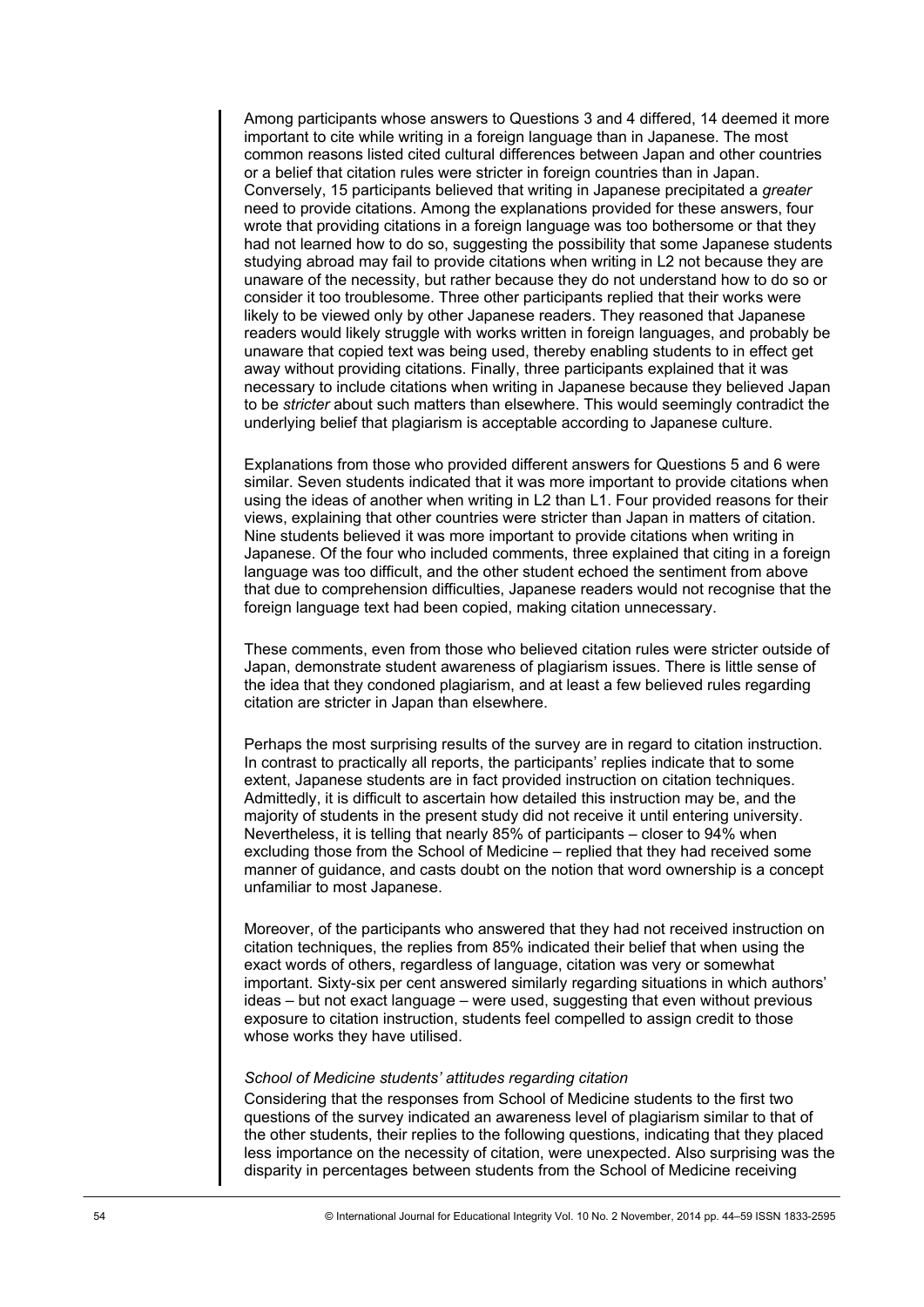Among participants whose answers to Questions 3 and 4 differed, 14 deemed it more important to cite while writing in a foreign language than in Japanese. The most common reasons listed cited cultural differences between Japan and other countries or a belief that citation rules were stricter in foreign countries than in Japan. Conversely, 15 participants believed that writing in Japanese precipitated a *greater* need to provide citations. Among the explanations provided for these answers, four wrote that providing citations in a foreign language was too bothersome or that they had not learned how to do so, suggesting the possibility that some Japanese students studying abroad may fail to provide citations when writing in L2 not because they are unaware of the necessity, but rather because they do not understand how to do so or consider it too troublesome. Three other participants replied that their works were likely to be viewed only by other Japanese readers. They reasoned that Japanese readers would likely struggle with works written in foreign languages, and probably be unaware that copied text was being used, thereby enabling students to in effect get away without providing citations. Finally, three participants explained that it was necessary to include citations when writing in Japanese because they believed Japan to be *stricter* about such matters than elsewhere. This would seemingly contradict the underlying belief that plagiarism is acceptable according to Japanese culture.

Explanations from those who provided different answers for Questions 5 and 6 were similar. Seven students indicated that it was more important to provide citations when using the ideas of another when writing in L2 than L1. Four provided reasons for their views, explaining that other countries were stricter than Japan in matters of citation. Nine students believed it was more important to provide citations when writing in Japanese. Of the four who included comments, three explained that citing in a foreign language was too difficult, and the other student echoed the sentiment from above that due to comprehension difficulties, Japanese readers would not recognise that the foreign language text had been copied, making citation unnecessary.

These comments, even from those who believed citation rules were stricter outside of Japan, demonstrate student awareness of plagiarism issues. There is little sense of the idea that they condoned plagiarism, and at least a few believed rules regarding citation are stricter in Japan than elsewhere.

Perhaps the most surprising results of the survey are in regard to citation instruction. In contrast to practically all reports, the participants' replies indicate that to some extent, Japanese students are in fact provided instruction on citation techniques. Admittedly, it is difficult to ascertain how detailed this instruction may be, and the majority of students in the present study did not receive it until entering university. Nevertheless, it is telling that nearly 85% of participants – closer to 94% when excluding those from the School of Medicine – replied that they had received some manner of guidance, and casts doubt on the notion that word ownership is a concept unfamiliar to most Japanese.

Moreover, of the participants who answered that they had not received instruction on citation techniques, the replies from 85% indicated their belief that when using the exact words of others, regardless of language, citation was very or somewhat important. Sixty-six per cent answered similarly regarding situations in which authors' ideas – but not exact language – were used, suggesting that even without previous exposure to citation instruction, students feel compelled to assign credit to those whose works they have utilised.

*School of Medicine students' attitudes regarding citation*

Considering that the responses from School of Medicine students to the first two questions of the survey indicated an awareness level of plagiarism similar to that of the other students, their replies to the following questions, indicating that they placed less importance on the necessity of citation, were unexpected. Also surprising was the disparity in percentages between students from the School of Medicine receiving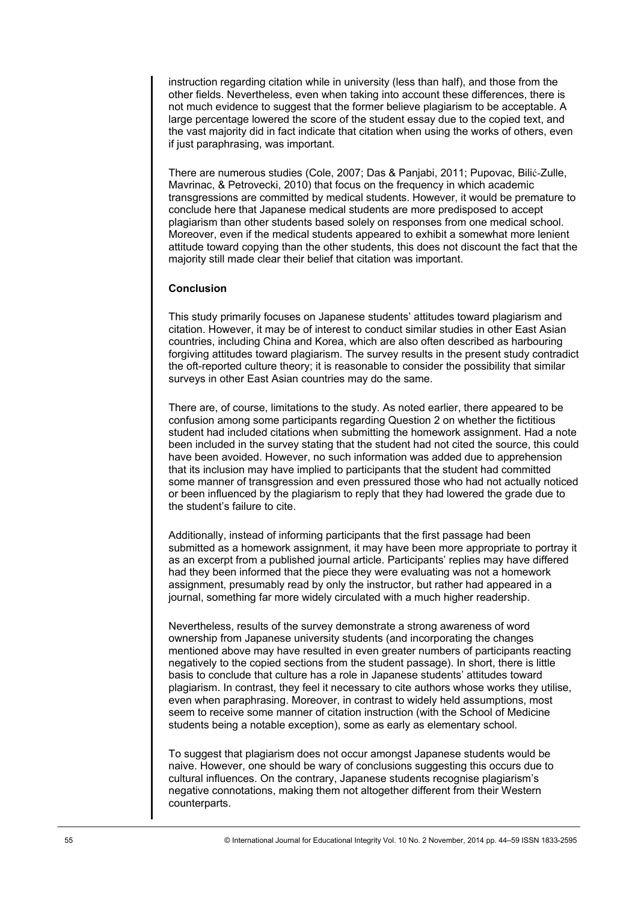instruction regarding citation while in university (less than half), and those from the other fields. Nevertheless, even when taking into account these differences, there is not much evidence to suggest that the former believe plagiarism to be acceptable. A large percentage lowered the score of the student essay due to the copied text, and the vast majority did in fact indicate that citation when using the works of others, even if just paraphrasing, was important.

There are numerous studies (Cole, 2007; Das & Panjabi, 2011; Pupovac, Bilić-Zulle, Mavrinac, & Petrovecki, 2010) that focus on the frequency in which academic transgressions are committed by medical students. However, it would be premature to conclude here that Japanese medical students are more predisposed to accept plagiarism than other students based solely on responses from one medical school. Moreover, even if the medical students appeared to exhibit a somewhat more lenient attitude toward copying than the other students, this does not discount the fact that the majority still made clear their belief that citation was important.

## Conclusion

This study primarily focuses on Japanese students' attitudes toward plagiarism and citation. However, it may be of interest to conduct similar studies in other East Asian countries, including China and Korea, which are also often described as harbouring forgiving attitudes toward plagiarism. The survey results in the present study contradict the oft-reported culture theory; it is reasonable to consider the possibility that similar surveys in other East Asian countries may do the same.

There are, of course, limitations to the study. As noted earlier, there appeared to be confusion among some participants regarding Question 2 on whether the fictitious student had included citations when submitting the homework assignment. Had a note been included in the survey stating that the student had not cited the source, this could have been avoided. However, no such information was added due to apprehension that its inclusion may have implied to participants that the student had committed some manner of transgression and even pressured those who had not actually noticed or been influenced by the plagiarism to reply that they had lowered the grade due to the student's failure to cite.

Additionally, instead of informing participants that the first passage had been submitted as a homework assignment, it may have been more appropriate to portray it as an excerpt from a published journal article. Participants' replies may have differed had they been informed that the piece they were evaluating was not a homework assignment, presumably read by only the instructor, but rather had appeared in a journal, something far more widely circulated with a much higher readership.

Nevertheless, results of the survey demonstrate a strong awareness of word ownership from Japanese university students (and incorporating the changes mentioned above may have resulted in even greater numbers of participants reacting negatively to the copied sections from the student passage). In short, there is little basis to conclude that culture has a role in Japanese students' attitudes toward plagiarism. In contrast, they feel it necessary to cite authors whose works they utilise, even when paraphrasing. Moreover, in contrast to widely held assumptions, most seem to receive some manner of citation instruction (with the School of Medicine students being a notable exception), some as early as elementary school.

To suggest that plagiarism does not occur amongst Japanese students would be naive. However, one should be wary of conclusions suggesting this occurs due to cultural influences. On the contrary, Japanese students recognise plagiarism's negative connotations, making them not altogether different from their Western counterparts.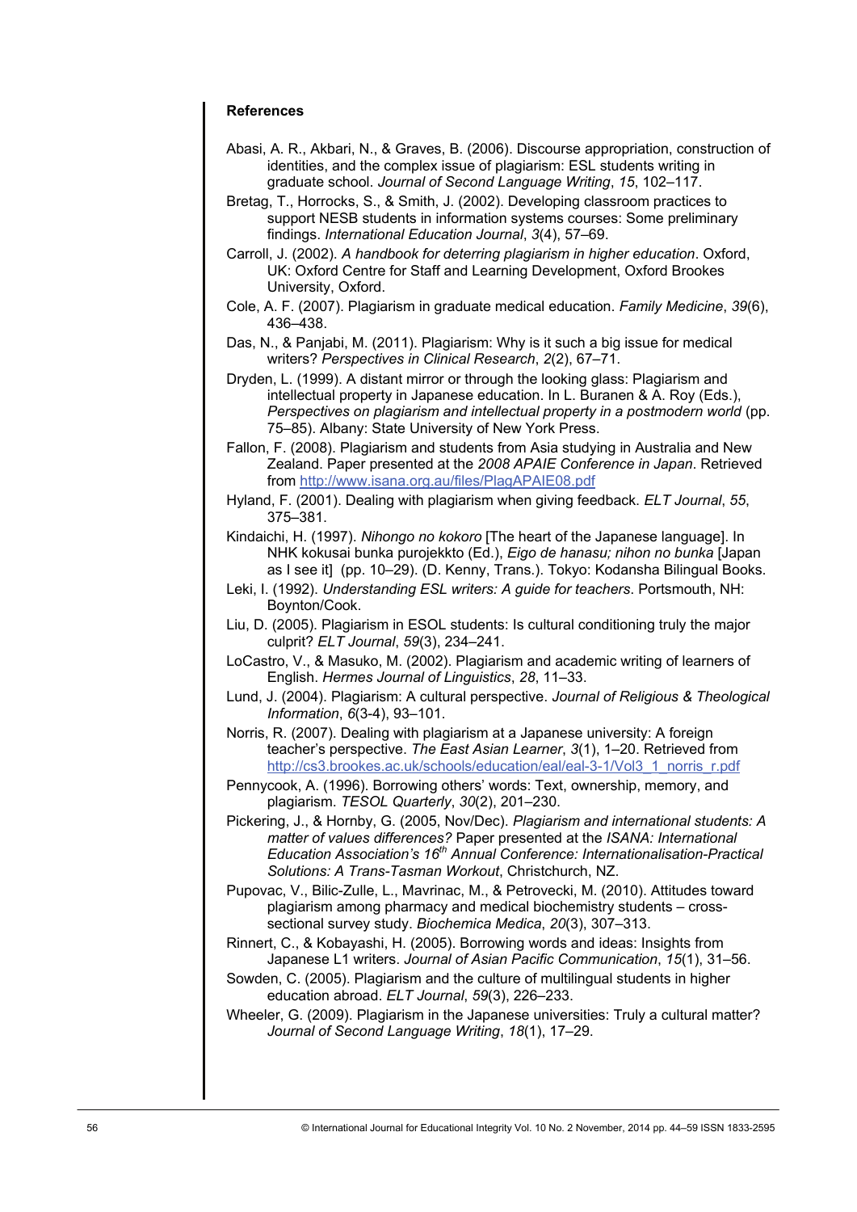## References

Abasi, A. R., Akbari, N., & Graves, B. (2006). Discourse appropriation, construction of identities, and the complex issue of plagiarism: ESL students writing in graduate school. *Journal of Second Language Writing*, *15*, 102–117.

Bretag, T., Horrocks, S., & Smith, J. (2002). Developing classroom practices to support NESB students in information systems courses: Some preliminary findings. *International Education Journal*, *3*(4), 57–69.

Carroll, J. (2002). *A handbook for deterring plagiarism in higher education*. Oxford, UK: Oxford Centre for Staff and Learning Development, Oxford Brookes University, Oxford.

Cole, A. F. (2007). Plagiarism in graduate medical education. *Family Medicine*, *39*(6), 436–438.

Das, N., & Panjabi, M. (2011). Plagiarism: Why is it such a big issue for medical writers? *Perspectives in Clinical Research*, *2*(2), 67–71.

Dryden, L. (1999). A distant mirror or through the looking glass: Plagiarism and intellectual property in Japanese education. In L. Buranen & A. Roy (Eds.), *Perspectives on plagiarism and intellectual property in a postmodern world* (pp. 75–85). Albany: State University of New York Press.

Fallon, F. (2008). Plagiarism and students from Asia studying in Australia and New Zealand. Paper presented at the *2008 APAIE Conference in Japan*. Retrieved from http://www.isana.org.au/files/PlagAPAIE08.pdf

Hyland, F. (2001). Dealing with plagiarism when giving feedback. *ELT Journal*, *55*, 375–381.

Kindaichi, H. (1997). *Nihongo no kokoro* [The heart of the Japanese language]. In NHK kokusai bunka purojekkto (Ed.), *Eigo de hanasu; nihon no bunka* [Japan as I see it] (pp. 10–29). (D. Kenny, Trans.). Tokyo: Kodansha Bilingual Books.

Leki, I. (1992). *Understanding ESL writers: A guide for teachers*. Portsmouth, NH: Boynton/Cook.

Liu, D. (2005). Plagiarism in ESOL students: Is cultural conditioning truly the major culprit? *ELT Journal*, *59*(3), 234–241.

LoCastro, V., & Masuko, M. (2002). Plagiarism and academic writing of learners of English. *Hermes Journal of Linguistics*, *28*, 11–33.

Lund, J. (2004). Plagiarism: A cultural perspective. *Journal of Religious & Theological Information*, *6*(3-4), 93–101.

Norris, R. (2007). Dealing with plagiarism at a Japanese university: A foreign teacher's perspective. *The East Asian Learner*, *3*(1), 1–20. Retrieved from http://cs3.brookes.ac.uk/schools/education/eal/eal-3-1/Vol3_1_norris_r.pdf

Pennycook, A. (1996). Borrowing others' words: Text, ownership, memory, and plagiarism. *TESOL Quarterly*, *30*(2), 201–230.

Pickering, J., & Hornby, G. (2005, Nov/Dec). *Plagiarism and international students: A matter of values differences?* Paper presented at the *ISANA: International Education Association's 16th Annual Conference: Internationalisation-Practical Solutions: A Trans-Tasman Workout*, Christchurch, NZ.

Pupovac, V., Bilic-Zulle, L., Mavrinac, M., & Petrovecki, M. (2010). Attitudes toward plagiarism among pharmacy and medical biochemistry students – cross-sectional survey study. *Biochemica Medica*, *20*(3), 307–313.

Rinnert, C., & Kobayashi, H. (2005). Borrowing words and ideas: Insights from Japanese L1 writers. *Journal of Asian Pacific Communication*, *15*(1), 31–56.

Sowden, C. (2005). Plagiarism and the culture of multilingual students in higher education abroad. *ELT Journal*, *59*(3), 226–233.

Wheeler, G. (2009). Plagiarism in the Japanese universities: Truly a cultural matter? *Journal of Second Language Writing*, *18*(1), 17–29.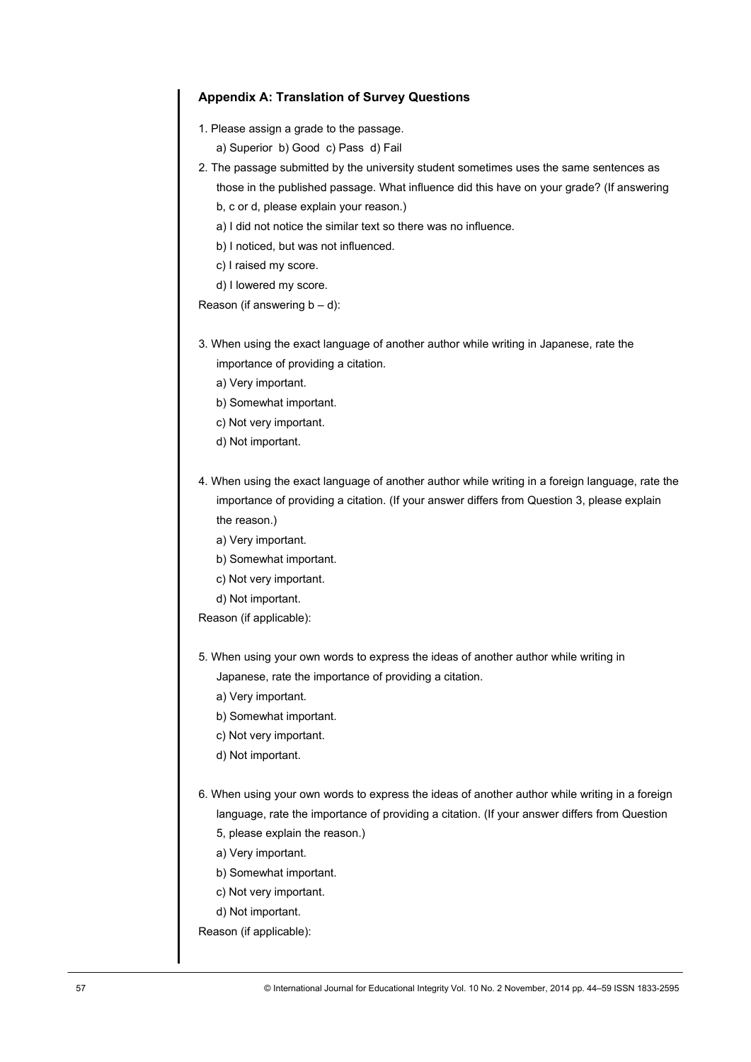## Appendix A: Translation of Survey Questions

1. Please assign a grade to the passage.
   a) Superior b) Good c) Pass d) Fail
2. The passage submitted by the university student sometimes uses the same sentences as those in the published passage. What influence did this have on your grade? (If answering b, c or d, please explain your reason.)
   a) I did not notice the similar text so there was no influence.
   b) I noticed, but was not influenced.
   c) I raised my score.
   d) I lowered my score.

Reason (if answering b – d):

3. When using the exact language of another author while writing in Japanese, rate the importance of providing a citation.
   a) Very important.
   b) Somewhat important.
   c) Not very important.
   d) Not important.

4. When using the exact language of another author while writing in a foreign language, rate the importance of providing a citation. (If your answer differs from Question 3, please explain the reason.)
   a) Very important.
   b) Somewhat important.
   c) Not very important.
   d) Not important.

Reason (if applicable):

5. When using your own words to express the ideas of another author while writing in Japanese, rate the importance of providing a citation.
   a) Very important.
   b) Somewhat important.
   c) Not very important.
   d) Not important.

6. When using your own words to express the ideas of another author while writing in a foreign language, rate the importance of providing a citation. (If your answer differs from Question 5, please explain the reason.)
   a) Very important.
   b) Somewhat important.
   c) Not very important.
   d) Not important.

Reason (if applicable):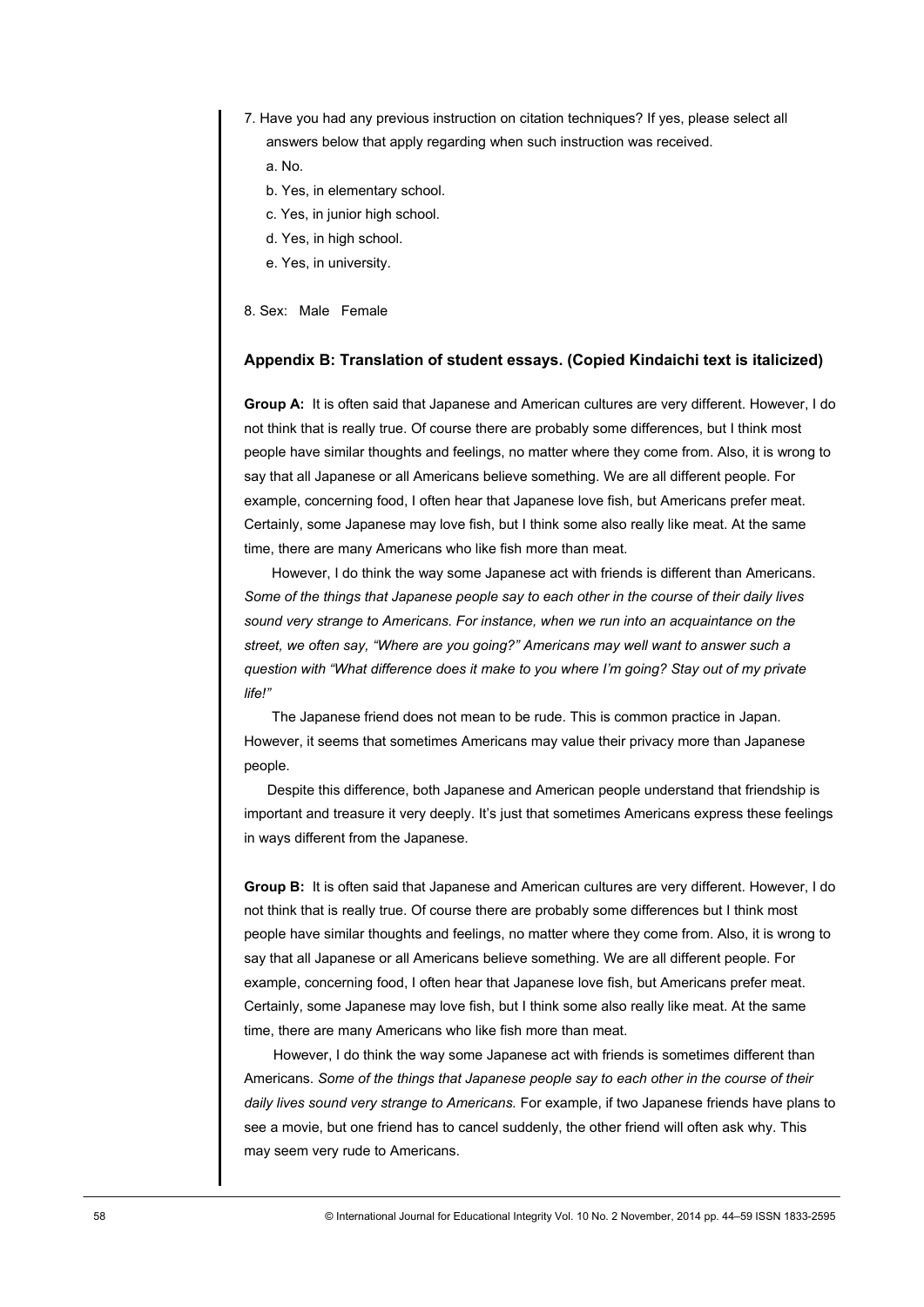7. Have you had any previous instruction on citation techniques? If yes, please select all answers below that apply regarding when such instruction was received.
   a. No.
   b. Yes, in elementary school.
   c. Yes, in junior high school.
   d. Yes, in high school.
   e. Yes, in university.

8. Sex: Male Female

### Appendix B: Translation of student essays. (Copied Kindaichi text is italicized)

**Group A:** It is often said that Japanese and American cultures are very different. However, I do not think that is really true. Of course there are probably some differences, but I think most people have similar thoughts and feelings, no matter where they come from. Also, it is wrong to say that all Japanese or all Americans believe something. We are all different people. For example, concerning food, I often hear that Japanese love fish, but Americans prefer meat. Certainly, some Japanese may love fish, but I think some also really like meat. At the same time, there are many Americans who like fish more than meat.

However, I do think the way some Japanese act with friends is different than Americans. *Some of the things that Japanese people say to each other in the course of their daily lives sound very strange to Americans. For instance, when we run into an acquaintance on the street, we often say, "Where are you going?" Americans may well want to answer such a question with "What difference does it make to you where I'm going? Stay out of my private life!"*

The Japanese friend does not mean to be rude. This is common practice in Japan. However, it seems that sometimes Americans may value their privacy more than Japanese people.

Despite this difference, both Japanese and American people understand that friendship is important and treasure it very deeply. It's just that sometimes Americans express these feelings in ways different from the Japanese.

**Group B:** It is often said that Japanese and American cultures are very different. However, I do not think that is really true. Of course there are probably some differences but I think most people have similar thoughts and feelings, no matter where they come from. Also, it is wrong to say that all Japanese or all Americans believe something. We are all different people. For example, concerning food, I often hear that Japanese love fish, but Americans prefer meat. Certainly, some Japanese may love fish, but I think some also really like meat. At the same time, there are many Americans who like fish more than meat.

However, I do think the way some Japanese act with friends is sometimes different than Americans. *Some of the things that Japanese people say to each other in the course of their daily lives sound very strange to Americans.* For example, if two Japanese friends have plans to see a movie, but one friend has to cancel suddenly, the other friend will often ask why. This may seem very rude to Americans.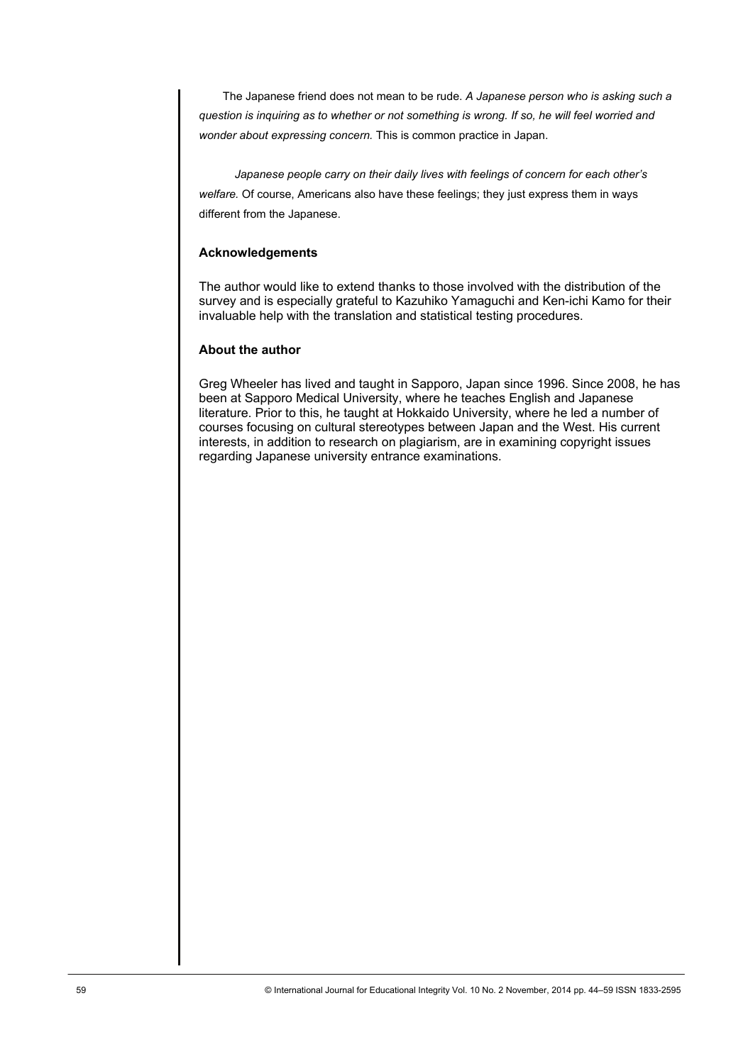The Japanese friend does not mean to be rude. *A Japanese person who is asking such a question is inquiring as to whether or not something is wrong. If so, he will feel worried and wonder about expressing concern.* This is common practice in Japan.

*Japanese people carry on their daily lives with feelings of concern for each other's welfare.* Of course, Americans also have these feelings; they just express them in ways different from the Japanese.

### Acknowledgements

The author would like to extend thanks to those involved with the distribution of the survey and is especially grateful to Kazuhiko Yamaguchi and Ken-ichi Kamo for their invaluable help with the translation and statistical testing procedures.

### About the author

Greg Wheeler has lived and taught in Sapporo, Japan since 1996. Since 2008, he has been at Sapporo Medical University, where he teaches English and Japanese literature. Prior to this, he taught at Hokkaido University, where he led a number of courses focusing on cultural stereotypes between Japan and the West. His current interests, in addition to research on plagiarism, are in examining copyright issues regarding Japanese university entrance examinations.